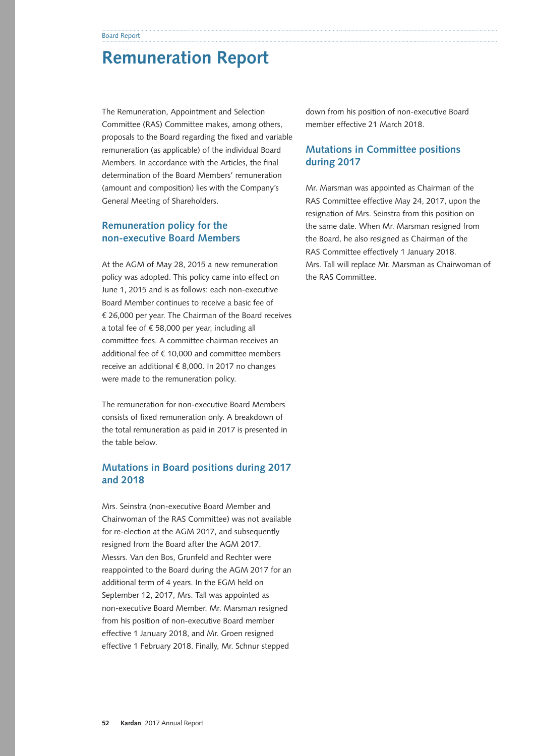# Remuneration Report

The Remuneration, Appointment and Selection Committee (RAS) Committee makes, among others, proposals to the Board regarding the fixed and variable remuneration (as applicable) of the individual Board Members. In accordance with the Articles, the final determination of the Board Members' remuneration (amount and composition) lies with the Company's General Meeting of Shareholders.

## Remuneration policy for the non-executive Board Members

At the AGM of May 28, 2015 a new remuneration policy was adopted. This policy came into effect on June 1, 2015 and is as follows: each non-executive Board Member continues to receive a basic fee of € 26,000 per year. The Chairman of the Board receives a total fee of € 58,000 per year, including all committee fees. A committee chairman receives an additional fee of € 10,000 and committee members receive an additional € 8,000. In 2017 no changes were made to the remuneration policy.

The remuneration for non-executive Board Members consists of fixed remuneration only. A breakdown of the total remuneration as paid in 2017 is presented in the table below.

## Mutations in Board positions during 2017 and 2018

Mrs. Seinstra (non-executive Board Member and Chairwoman of the RAS Committee) was not available for re-election at the AGM 2017, and subsequently resigned from the Board after the AGM 2017. Messrs. Van den Bos, Grunfeld and Rechter were reappointed to the Board during the AGM 2017 for an additional term of 4 years. In the EGM held on September 12, 2017, Mrs. Tall was appointed as non-executive Board Member. Mr. Marsman resigned from his position of non-executive Board member effective 1 January 2018, and Mr. Groen resigned effective 1 February 2018. Finally, Mr. Schnur stepped down from his position of non-executive Board member effective 21 March 2018.

## Mutations in Committee positions during 2017

Mr. Marsman was appointed as Chairman of the RAS Committee effective May 24, 2017, upon the resignation of Mrs. Seinstra from this position on the same date. When Mr. Marsman resigned from the Board, he also resigned as Chairman of the RAS Committee effectively 1 January 2018. Mrs. Tall will replace Mr. Marsman as Chairwoman of the RAS Committee.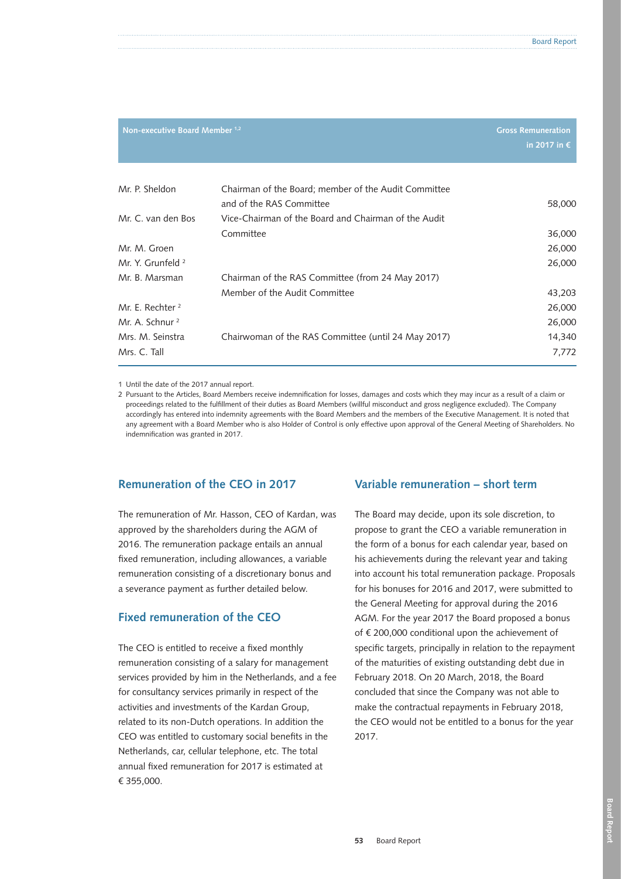| Non-executive Board Member [1,2] | | Gross Remuneration in 2017 in € |
|---|---|---|
| Mr. P. Sheldon | Chairman of the Board; member of the Audit Committee and of the RAS Committee | 58,000 |
| Mr. C. van den Bos | Vice-Chairman of the Board and Chairman of the Audit Committee | 36,000 |
| Mr. M. Groen | | 26,000 |
| Mr. Y. Grunfeld [2] | | 26,000 |
| Mr. B. Marsman | Chairman of the RAS Committee (from 24 May 2017) Member of the Audit Committee | 43,203 |
| Mr. E. Rechter [2] | | 26,000 |
| Mr. A. Schnur [2] | | 26,000 |
| Mrs. M. Seinstra | Chairwoman of the RAS Committee (until 24 May 2017) | 14,340 |
| Mrs. C. Tall | | 7,772 |

1 Until the date of the 2017 annual report.

2 Pursuant to the Articles, Board Members receive indemnification for losses, damages and costs which they may incur as a result of a claim or proceedings related to the fulfillment of their duties as Board Members (willful misconduct and gross negligence excluded). The Company accordingly has entered into indemnity agreements with the Board Members and the members of the Executive Management. It is noted that any agreement with a Board Member who is also Holder of Control is only effective upon approval of the General Meeting of Shareholders. No indemnification was granted in 2017.

## Remuneration of the CEO in 2017

The remuneration of Mr. Hasson, CEO of Kardan, was approved by the shareholders during the AGM of 2016. The remuneration package entails an annual fixed remuneration, including allowances, a variable remuneration consisting of a discretionary bonus and a severance payment as further detailed below.

## Fixed remuneration of the CEO

The CEO is entitled to receive a fixed monthly remuneration consisting of a salary for management services provided by him in the Netherlands, and a fee for consultancy services primarily in respect of the activities and investments of the Kardan Group, related to its non-Dutch operations. In addition the CEO was entitled to customary social benefits in the Netherlands, car, cellular telephone, etc. The total annual fixed remuneration for 2017 is estimated at € 355,000.

## Variable remuneration – short term

The Board may decide, upon its sole discretion, to propose to grant the CEO a variable remuneration in the form of a bonus for each calendar year, based on his achievements during the relevant year and taking into account his total remuneration package. Proposals for his bonuses for 2016 and 2017, were submitted to the General Meeting for approval during the 2016 AGM. For the year 2017 the Board proposed a bonus of € 200,000 conditional upon the achievement of specific targets, principally in relation to the repayment of the maturities of existing outstanding debt due in February 2018. On 20 March, 2018, the Board concluded that since the Company was not able to make the contractual repayments in February 2018, the CEO would not be entitled to a bonus for the year 2017.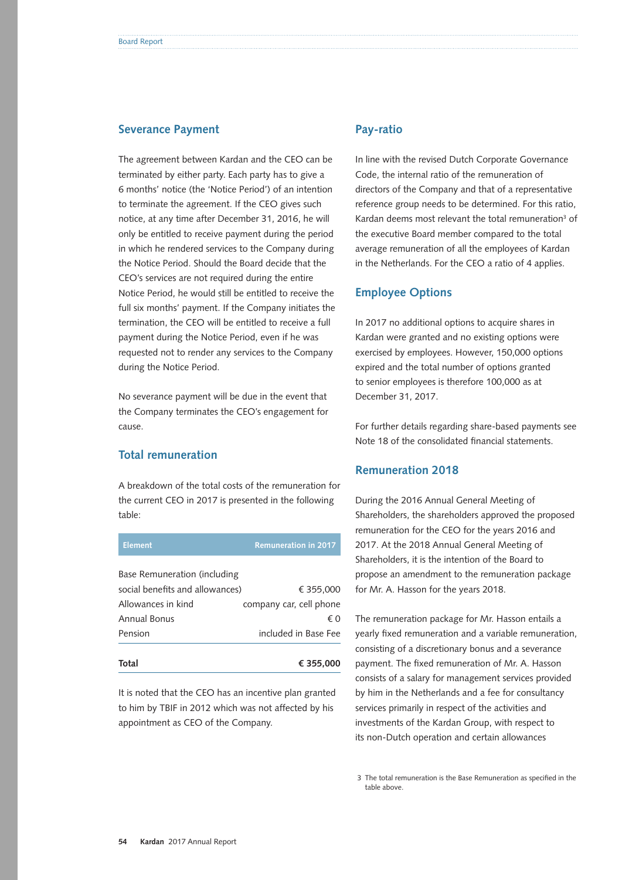## Severance Payment

The agreement between Kardan and the CEO can be terminated by either party. Each party has to give a 6 months' notice (the 'Notice Period') of an intention to terminate the agreement. If the CEO gives such notice, at any time after December 31, 2016, he will only be entitled to receive payment during the period in which he rendered services to the Company during the Notice Period. Should the Board decide that the CEO's services are not required during the entire Notice Period, he would still be entitled to receive the full six months' payment. If the Company initiates the termination, the CEO will be entitled to receive a full payment during the Notice Period, even if he was requested not to render any services to the Company during the Notice Period.

No severance payment will be due in the event that the Company terminates the CEO's engagement for cause.

## Total remuneration

A breakdown of the total costs of the remuneration for the current CEO in 2017 is presented in the following table:

| Element | Remuneration in 2017 |
|---|---|
| Base Remuneration (including social benefits and allowances) | € 355,000 |
| Allowances in kind | company car, cell phone |
| Annual Bonus | € 0 |
| Pension | included in Base Fee |
| **Total** | **€ 355,000** |

It is noted that the CEO has an incentive plan granted to him by TBIF in 2012 which was not affected by his appointment as CEO of the Company.

## Pay-ratio

In line with the revised Dutch Corporate Governance Code, the internal ratio of the remuneration of directors of the Company and that of a representative reference group needs to be determined. For this ratio, Kardan deems most relevant the total remuneration[3] of the executive Board member compared to the total average remuneration of all the employees of Kardan in the Netherlands. For the CEO a ratio of 4 applies.

## Employee Options

In 2017 no additional options to acquire shares in Kardan were granted and no existing options were exercised by employees. However, 150,000 options expired and the total number of options granted to senior employees is therefore 100,000 as at December 31, 2017.

For further details regarding share-based payments see Note 18 of the consolidated financial statements.

## Remuneration 2018

During the 2016 Annual General Meeting of Shareholders, the shareholders approved the proposed remuneration for the CEO for the years 2016 and 2017. At the 2018 Annual General Meeting of Shareholders, it is the intention of the Board to propose an amendment to the remuneration package for Mr. A. Hasson for the years 2018.

The remuneration package for Mr. Hasson entails a yearly fixed remuneration and a variable remuneration, consisting of a discretionary bonus and a severance payment. The fixed remuneration of Mr. A. Hasson consists of a salary for management services provided by him in the Netherlands and a fee for consultancy services primarily in respect of the activities and investments of the Kardan Group, with respect to its non-Dutch operation and certain allowances

3 The total remuneration is the Base Remuneration as specified in the table above.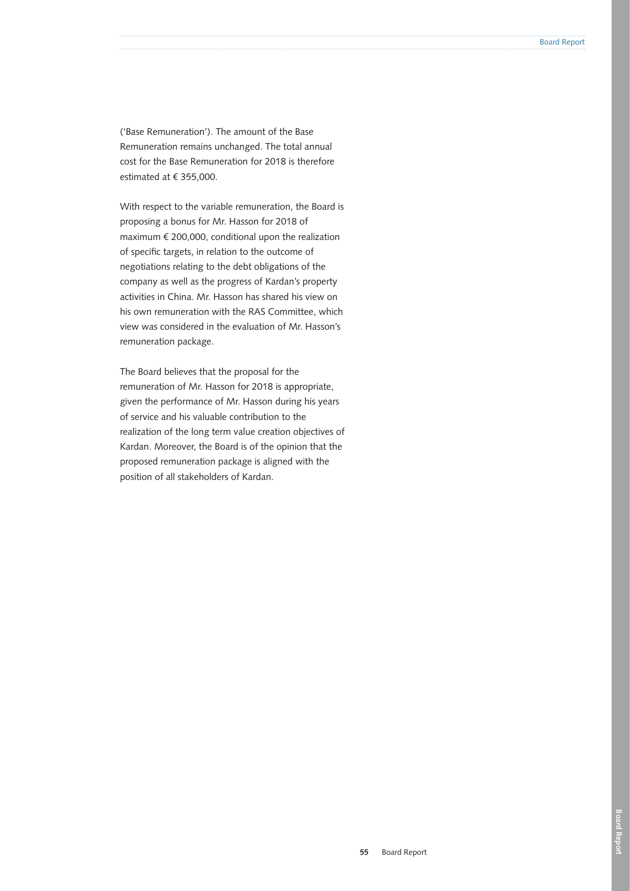('Base Remuneration'). The amount of the Base Remuneration remains unchanged. The total annual cost for the Base Remuneration for 2018 is therefore estimated at € 355,000.

With respect to the variable remuneration, the Board is proposing a bonus for Mr. Hasson for 2018 of maximum € 200,000, conditional upon the realization of specific targets, in relation to the outcome of negotiations relating to the debt obligations of the company as well as the progress of Kardan's property activities in China. Mr. Hasson has shared his view on his own remuneration with the RAS Committee, which view was considered in the evaluation of Mr. Hasson's remuneration package.

The Board believes that the proposal for the remuneration of Mr. Hasson for 2018 is appropriate, given the performance of Mr. Hasson during his years of service and his valuable contribution to the realization of the long term value creation objectives of Kardan. Moreover, the Board is of the opinion that the proposed remuneration package is aligned with the position of all stakeholders of Kardan.